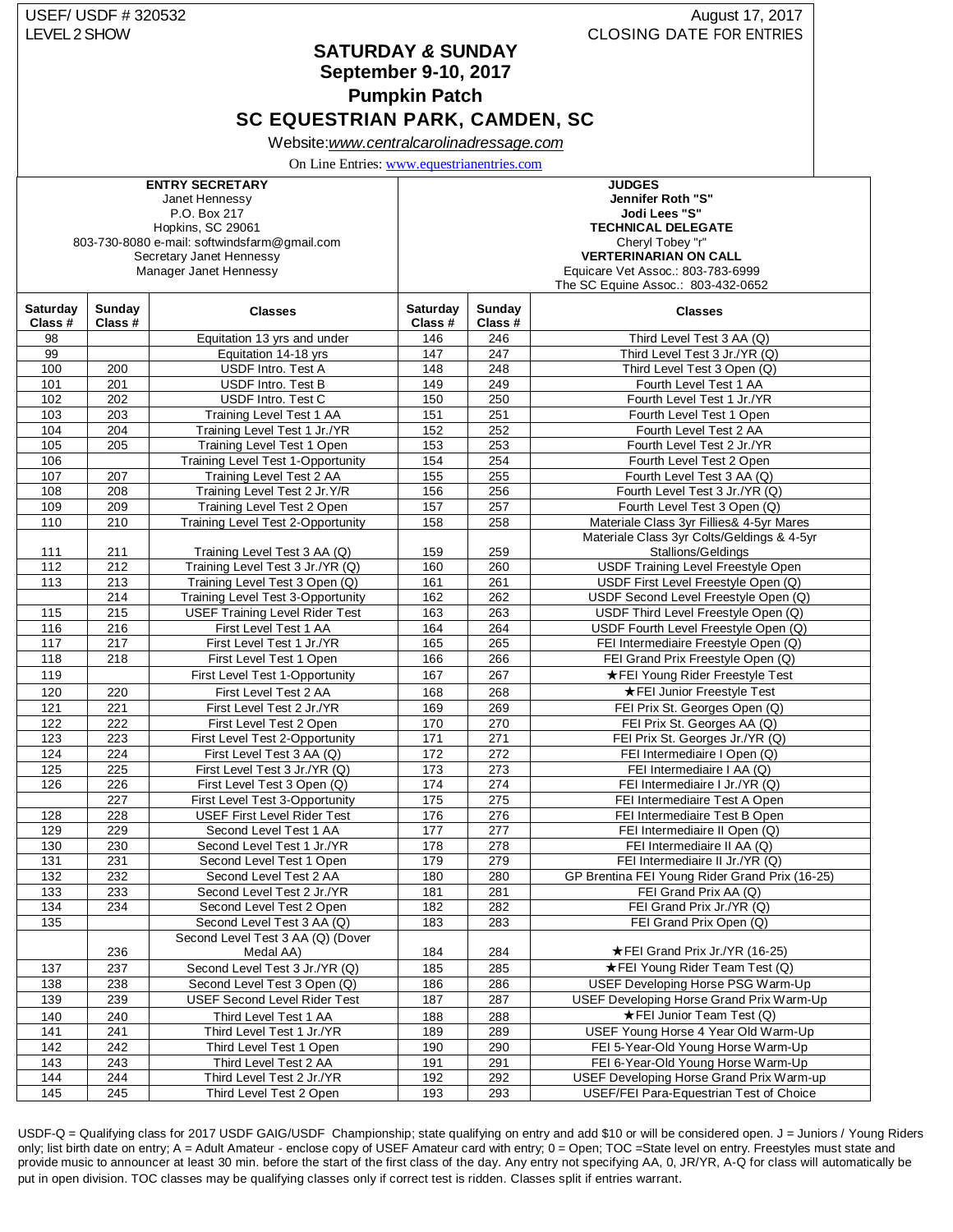USEF/ USDF # 320532
LEVEL 2 SHOW

August 17, 2017
CLOSING DATE FOR ENTRIES

# SATURDAY & SUNDAY
## September 9-10, 2017
## Pumpkin Patch
## SC EQUESTRIAN PARK, CAMDEN, SC

Website:*www.centralcarolinadressage.com*

On Line Entries: www.equestrianentries.com

| ENTRY SECRETARY | JUDGES |
|---|---|
| Janet Hennessy | Jennifer Roth "S" |
| P.O. Box 217 | Jodi Lees "S" |
| Hopkins, SC 29061 | **TECHNICAL DELEGATE** |
| 803-730-8080 e-mail: softwindsfarm@gmail.com | Cheryl Tobey "r" |
| Secretary Janet Hennessy | **VETERINARIAN ON CALL** |
| Manager Janet Hennessy | Equicare Vet Assoc.: 803-783-6999 |
| | The SC Equine Assoc.: 803-432-0652 |

| Saturday Class # | Sunday Class # | Classes | Saturday Class # | Sunday Class # | Classes |
|---|---|---|---|---|---|
| 98 | | Equitation 13 yrs and under | 146 | 246 | Third Level Test 3 AA (Q) |
| 99 | | Equitation 14-18 yrs | 147 | 247 | Third Level Test 3 Jr./YR (Q) |
| 100 | 200 | USDF Intro. Test A | 148 | 248 | Third Level Test 3 Open (Q) |
| 101 | 201 | USDF Intro. Test B | 149 | 249 | Fourth Level Test 1 AA |
| 102 | 202 | USDF Intro. Test C | 150 | 250 | Fourth Level Test 1 Jr./YR |
| 103 | 203 | Training Level Test 1 AA | 151 | 251 | Fourth Level Test 1 Open |
| 104 | 204 | Training Level Test 1 Jr./YR | 152 | 252 | Fourth Level Test 2 AA |
| 105 | 205 | Training Level Test 1 Open | 153 | 253 | Fourth Level Test 2 Jr./YR |
| 106 | | Training Level Test 1-Opportunity | 154 | 254 | Fourth Level Test 2 Open |
| 107 | 207 | Training Level Test 2 AA | 155 | 255 | Fourth Level Test 3 AA (Q) |
| 108 | 208 | Training Level Test 2 Jr.Y/R | 156 | 256 | Fourth Level Test 3 Jr./YR (Q) |
| 109 | 209 | Training Level Test 2 Open | 157 | 257 | Fourth Level Test 3 Open (Q) |
| 110 | 210 | Training Level Test 2-Opportunity | 158 | 258 | Materiale Class 3yr Fillies& 4-5yr Mares |
| 111 | 211 | Training Level Test 3 AA (Q) | 159 | 259 | Materiale Class 3yr Colts/Geldings & 4-5yr Stallions/Geldings |
| 112 | 212 | Training Level Test 3 Jr./YR (Q) | 160 | 260 | USDF Training Level Freestyle Open |
| 113 | 213 | Training Level Test 3 Open (Q) | 161 | 261 | USDF First Level Freestyle Open (Q) |
| | 214 | Training Level Test 3-Opportunity | 162 | 262 | USDF Second Level Freestyle Open (Q) |
| 115 | 215 | USEF Training Level Rider Test | 163 | 263 | USDF Third Level Freestyle Open (Q) |
| 116 | 216 | First Level Test 1 AA | 164 | 264 | USDF Fourth Level Freestyle Open (Q) |
| 117 | 217 | First Level Test 1 Jr./YR | 165 | 265 | FEI Intermediaire Freestyle Open (Q) |
| 118 | 218 | First Level Test 1 Open | 166 | 266 | FEI Grand Prix Freestyle Open (Q) |
| 119 | | First Level Test 1-Opportunity | 167 | 267 | ★FEI Young Rider Freestyle Test |
| 120 | 220 | First Level Test 2 AA | 168 | 268 | ★FEI Junior Freestyle Test |
| 121 | 221 | First Level Test 2 Jr./YR | 169 | 269 | FEI Prix St. Georges Open (Q) |
| 122 | 222 | First Level Test 2 Open | 170 | 270 | FEI Prix St. Georges AA (Q) |
| 123 | 223 | First Level Test 2-Opportunity | 171 | 271 | FEI Prix St. Georges Jr./YR (Q) |
| 124 | 224 | First Level Test 3 AA (Q) | 172 | 272 | FEI Intermediaire I Open (Q) |
| 125 | 225 | First Level Test 3 Jr./YR (Q) | 173 | 273 | FEI Intermediaire I AA (Q) |
| 126 | 226 | First Level Test 3 Open (Q) | 174 | 274 | FEI Intermediaire I Jr./YR (Q) |
| | 227 | First Level Test 3-Opportunity | 175 | 275 | FEI Intermediaire Test A Open |
| 128 | 228 | USEF First Level Rider Test | 176 | 276 | FEI Intermediaire Test B Open |
| 129 | 229 | Second Level Test 1 AA | 177 | 277 | FEI Intermediaire II Open (Q) |
| 130 | 230 | Second Level Test 1 Jr./YR | 178 | 278 | FEI Intermediaire II AA (Q) |
| 131 | 231 | Second Level Test 1 Open | 179 | 279 | FEI Intermediaire II Jr./YR (Q) |
| 132 | 232 | Second Level Test 2 AA | 180 | 280 | GP Brentina FEI Young Rider Grand Prix (16-25) |
| 133 | 233 | Second Level Test 2 Jr./YR | 181 | 281 | FEI Grand Prix AA (Q) |
| 134 | 234 | Second Level Test 2 Open | 182 | 282 | FEI Grand Prix Jr./YR (Q) |
| 135 | | Second Level Test 3 AA (Q) | 183 | 283 | FEI Grand Prix Open (Q) |
| | 236 | Second Level Test 3 AA (Q) (Dover Medal AA) | 184 | 284 | ★FEI Grand Prix Jr./YR (16-25) |
| 137 | 237 | Second Level Test 3 Jr./YR (Q) | 185 | 285 | ★FEI Young Rider Team Test (Q) |
| 138 | 238 | Second Level Test 3 Open (Q) | 186 | 286 | USEF Developing Horse PSG Warm-Up |
| 139 | 239 | USEF Second Level Rider Test | 187 | 287 | USEF Developing Horse Grand Prix Warm-Up |
| 140 | 240 | Third Level Test 1 AA | 188 | 288 | ★FEI Junior Team Test (Q) |
| 141 | 241 | Third Level Test 1 Jr./YR | 189 | 289 | USEF Young Horse 4 Year Old Warm-Up |
| 142 | 242 | Third Level Test 1 Open | 190 | 290 | FEI 5-Year-Old Young Horse Warm-Up |
| 143 | 243 | Third Level Test 2 AA | 191 | 291 | FEI 6-Year-Old Young Horse Warm-Up |
| 144 | 244 | Third Level Test 2 Jr./YR | 192 | 292 | USEF Developing Horse Grand Prix Warm-up |
| 145 | 245 | Third Level Test 2 Open | 193 | 293 | USEF/FEI Para-Equestrian Test of Choice |

USDF-Q = Qualifying class for 2017 USDF GAIG/USDF Championship; state qualifying on entry and add $10 or will be considered open. J = Juniors / Young Riders only; list birth date on entry; A = Adult Amateur - enclose copy of USEF Amateur card with entry; 0 = Open; TOC =State level on entry. Freestyles must state and provide music to announcer at least 30 min. before the start of the first class of the day. Any entry not specifying AA, 0, JR/YR, A-Q for class will automatically be put in open division. TOC classes may be qualifying classes only if correct test is ridden. Classes split if entries warrant.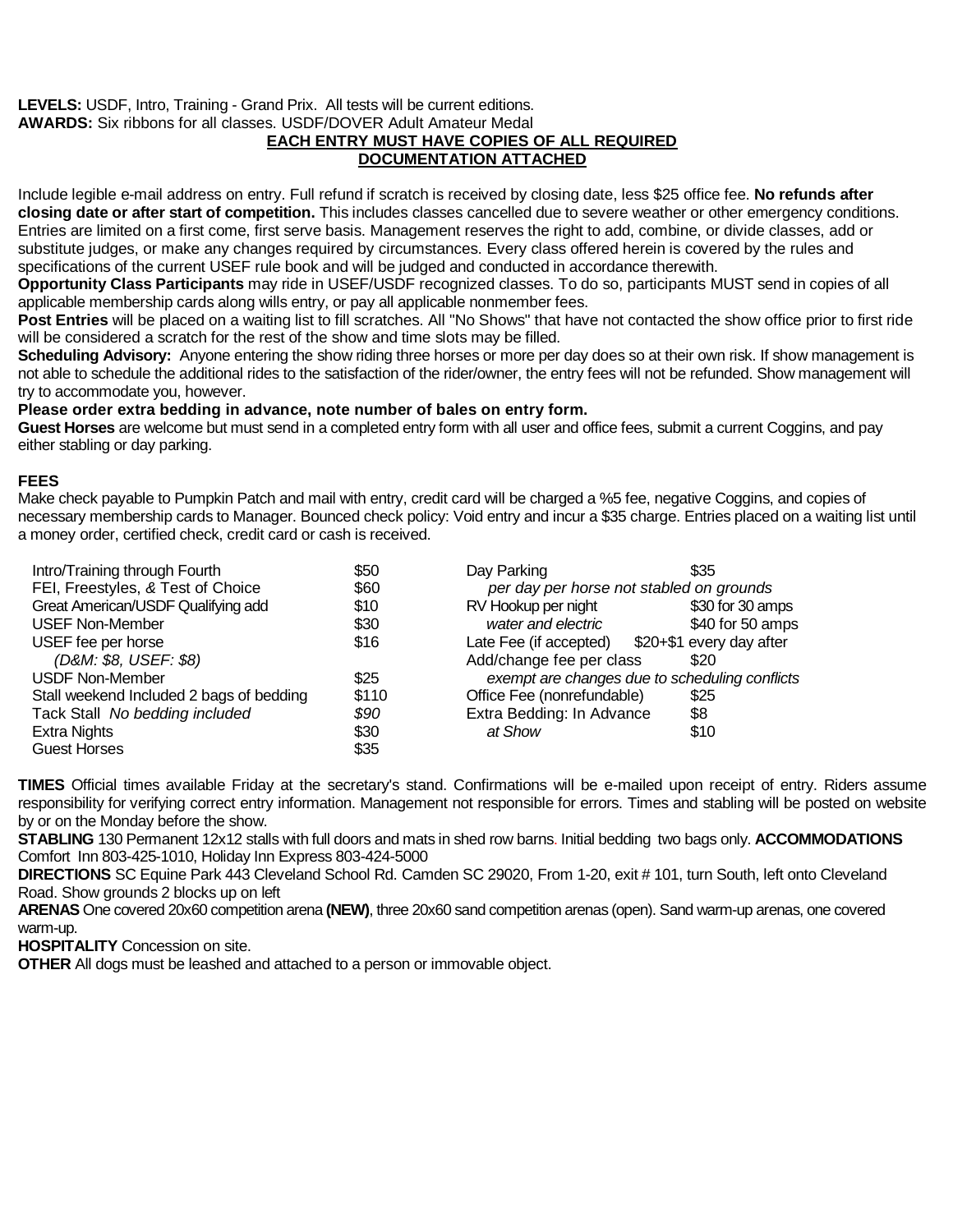**LEVELS:** USDF, Intro, Training - Grand Prix. All tests will be current editions.
**AWARDS:** Six ribbons for all classes. USDF/DOVER Adult Amateur Medal

**EACH ENTRY MUST HAVE COPIES OF ALL REQUIRED DOCUMENTATION ATTACHED**

Include legible e-mail address on entry. Full refund if scratch is received by closing date, less $25 office fee. **No refunds after closing date or after start of competition.** This includes classes cancelled due to severe weather or other emergency conditions. Entries are limited on a first come, first serve basis. Management reserves the right to add, combine, or divide classes, add or substitute judges, or make any changes required by circumstances. Every class offered herein is covered by the rules and specifications of the current USEF rule book and will be judged and conducted in accordance therewith.

**Opportunity Class Participants** may ride in USEF/USDF recognized classes. To do so, participants MUST send in copies of all applicable membership cards along wills entry, or pay all applicable nonmember fees.

**Post Entries** will be placed on a waiting list to fill scratches. All "No Shows" that have not contacted the show office prior to first ride will be considered a scratch for the rest of the show and time slots may be filled.

**Scheduling Advisory:** Anyone entering the show riding three horses or more per day does so at their own risk. If show management is not able to schedule the additional rides to the satisfaction of the rider/owner, the entry fees will not be refunded. Show management will try to accommodate you, however.

**Please order extra bedding in advance, note number of bales on entry form.**

**Guest Horses** are welcome but must send in a completed entry form with all user and office fees, submit a current Coggins, and pay either stabling or day parking.

**FEES**

Make check payable to Pumpkin Patch and mail with entry, credit card will be charged a %5 fee, negative Coggins, and copies of necessary membership cards to Manager. Bounced check policy: Void entry and incur a $35 charge. Entries placed on a waiting list until a money order, certified check, credit card or cash is received.

| | |
|---|---|
| Intro/Training through Fourth | $50 |
| FEI, Freestyles, & Test of Choice | $60 |
| Great American/USDF Qualifying add | $10 |
| USEF Non-Member | $30 |
| USEF fee per horse *(D&M: $8, USEF: $8)* | $16 |
| USDF Non-Member | $25 |
| Stall weekend Included 2 bags of bedding | $110 |
| Tack Stall *No bedding included* | *$90* |
| Extra Nights | $30 |
| Guest Horses | $35 |

| | |
|---|---|
| Day Parking *per day per horse not stabled on grounds* | $35 |
| RV Hookup per night *water and electric* | $30 for 30 amps / $40 for 50 amps |
| Late Fee (if accepted) | $20+$1 every day after |
| Add/change fee per class *exempt are changes due to scheduling conflicts* | $20 |
| Office Fee (nonrefundable) | $25 |
| Extra Bedding: In Advance | $8 |
| *at Show* | $10 |

**TIMES** Official times available Friday at the secretary's stand. Confirmations will be e-mailed upon receipt of entry. Riders assume responsibility for verifying correct entry information. Management not responsible for errors. Times and stabling will be posted on website by or on the Monday before the show.

**STABLING** 130 Permanent 12x12 stalls with full doors and mats in shed row barns. Initial bedding two bags only. **ACCOMMODATIONS** Comfort Inn 803-425-1010, Holiday Inn Express 803-424-5000

**DIRECTIONS** SC Equine Park 443 Cleveland School Rd. Camden SC 29020, From 1-20, exit # 101, turn South, left onto Cleveland Road. Show grounds 2 blocks up on left

**ARENAS** One covered 20x60 competition arena **(NEW)**, three 20x60 sand competition arenas (open). Sand warm-up arenas, one covered warm-up.

**HOSPITALITY** Concession on site.

**OTHER** All dogs must be leashed and attached to a person or immovable object.